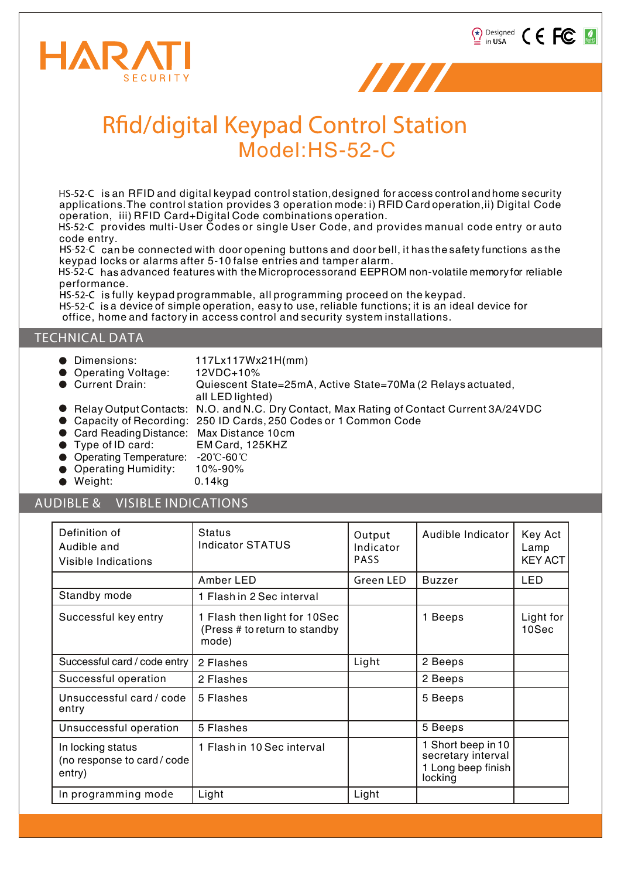HARATI SECURITY

Designed in USA

# Rfid/digital Keypad Control Station
## Model:HS-52-C

HS-52-C is an RFID and digital keypad control station,designed for access control and home security applications.The control station provides 3 operation mode: i) RFID Card operation,ii) Digital Code operation, iii) RFID Card+Digital Code combinations operation.
HS-52-C provides multi-User Codes or single User Code, and provides manual code entry or auto code entry.
HS-52-C can be connected with door opening buttons and door bell, it has the safety functions as the keypad locks or alarms after 5-10 false entries and tamper alarm.
HS-52-C has advanced features with the Microprocessorand EEPROM non-volatile memory for reliable performance.
HS-52-C is fully keypad programmable, all programming proceed on the keypad.
HS-52-C is a device of simple operation, easy to use, reliable functions; it is an ideal device for office, home and factory in access control and security system installations.

## TECHNICAL DATA

- Dimensions: 117Lx117Wx21H(mm)
- Operating Voltage: 12VDC+10%
- Current Drain: Quiescent State=25mA, Active State=70Ma (2 Relays actuated, all LED lighted)
- Relay Output Contacts: N.O. and N.C. Dry Contact, Max Rating of Contact Current 3A/24VDC
- Capacity of Recording: 250 ID Cards, 250 Codes or 1 Common Code
- Card Reading Distance: Max Distance 10cm
- Type of ID card: EM Card, 125KHZ
- Operating Temperature: -20℃-60℃
- Operating Humidity: 10%-90%
- Weight: 0.14kg

## AUDIBLE & VISIBLE INDICATIONS

| Definition of Audible and Visible Indications | Status Indicator STATUS | Output Indicator PASS | Audible Indicator | Key Act Lamp KEY ACT |
|---|---|---|---|---|
| | Amber LED | Green LED | Buzzer | LED |
| Standby mode | 1 Flash in 2 Sec interval | | | |
| Successful key entry | 1 Flash then light for 10Sec (Press # to return to standby mode) | | 1 Beeps | Light for 10Sec |
| Successful card / code entry | 2 Flashes | Light | 2 Beeps | |
| Successful operation | 2 Flashes | | 2 Beeps | |
| Unsuccessful card / code entry | 5 Flashes | | 5 Beeps | |
| Unsuccessful operation | 5 Flashes | | 5 Beeps | |
| In locking status (no response to card / code entry) | 1 Flash in 10 Sec interval | | 1 Short beep in 10 secretary interval 1 Long beep finish locking | |
| In programming mode | Light | Light | | |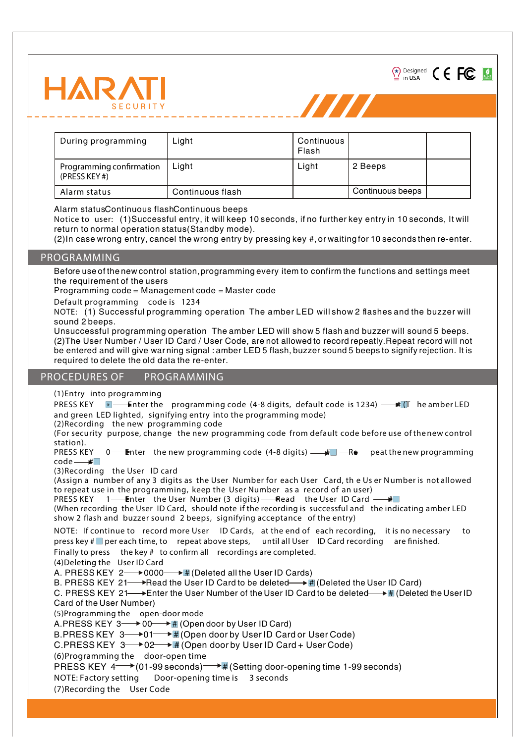| | | | | |
|---|---|---|---|---|
| During programming | Light | Continuous Flash | | |
| Programming confirmation (PRESS KEY #) | Light | Light | 2 Beeps | |
| Alarm status | Continuous flash | | Continuous beeps | |

Alarm statusContinuous flashContinuous beeps

Notice to user: (1)Successful entry, it will keep 10 seconds, if no further key entry in 10 seconds, It will return to normal operation status(Standby mode).

(2)In case wrong entry, cancel the wrong entry by pressing key #, or waiting for 10 seconds then re-enter.

## PROGRAMMING

Before use of the new control station, programming every item to confirm the functions and settings meet the requirement of the users

Programming code = Management code = Master code

Default programming code is 1234

NOTE: (1) Successful programming operation The amber LED will show 2 flashes and the buzzer will sound 2 beeps.

Unsuccessful programming operation The amber LED will show 5 flash and buzzer will sound 5 beeps.

(2)The User Number / User ID Card / User Code, are not allowed to record repeatly.Repeat record will not be entered and will give warning signal : amber LED 5 flash, buzzer sound 5 beeps to signify rejection. It is required to delete the old data the re-enter.

## PROCEDURES OF PROGRAMMING

(1)Entry into programming

PRESS KEY * ⟶ Enter the programming code (4-8 digits, default code is 1234) ⟶ # (The amber LED and green LED lighted, signifying entry into the programming mode)

(2)Recording the new programming code

(For security purpose, change the new programming code from default code before use of the new control station).

PRESS KEY 0 ⟶ Enter the new programming code (4-8 digits) ⟶ # ⟶ Repeat the new programming code ⟶ #

(3)Recording the User ID card

(Assign a number of any 3 digits as the User Number for each User Card, the User Number is not allowed to repeat use in the programming, keep the User Number as a record of an user)

PRESS KEY 1 ⟶ Enter the User Number (3 digits) ⟶ Read the User ID Card ⟶ #

(When recording the User ID Card, should note if the recording is successful and the indicating amber LED show 2 flash and buzzer sound 2 beeps, signifying acceptance of the entry)

NOTE: If continue to record more User ID Cards, at the end of each recording, it is no necessary to press key # per each time, to repeat above steps, until all User ID Card recording are finished.

Finally to press the key # to confirm all recordings are completed.

(4)Deleting the User ID Card

A. PRESS KEY 2 ⟶ 0000 ⟶ # (Deleted all the User ID Cards)

B. PRESS KEY 21 ⟶ Read the User ID Card to be deleted ⟶ # (Deleted the User ID Card)

C. PRESS KEY 21 ⟶ Enter the User Number of the User ID Card to be deleted ⟶ # (Deleted the User ID Card of the User Number)

(5)Programming the open-door mode

A.PRESS KEY 3 ⟶ 00 ⟶ # (Open door by User ID Card)

B.PRESS KEY 3 ⟶ 01 ⟶ # (Open door by User ID Card or User Code)

C.PRESS KEY 3 ⟶ 02 ⟶ # (Open door by User ID Card + User Code)

(6)Programming the door-open time

PRESS KEY 4 ⟶ (01-99 seconds) ⟶ # (Setting door-opening time 1-99 seconds)

NOTE: Factory setting Door-opening time is 3 seconds

(7)Recording the User Code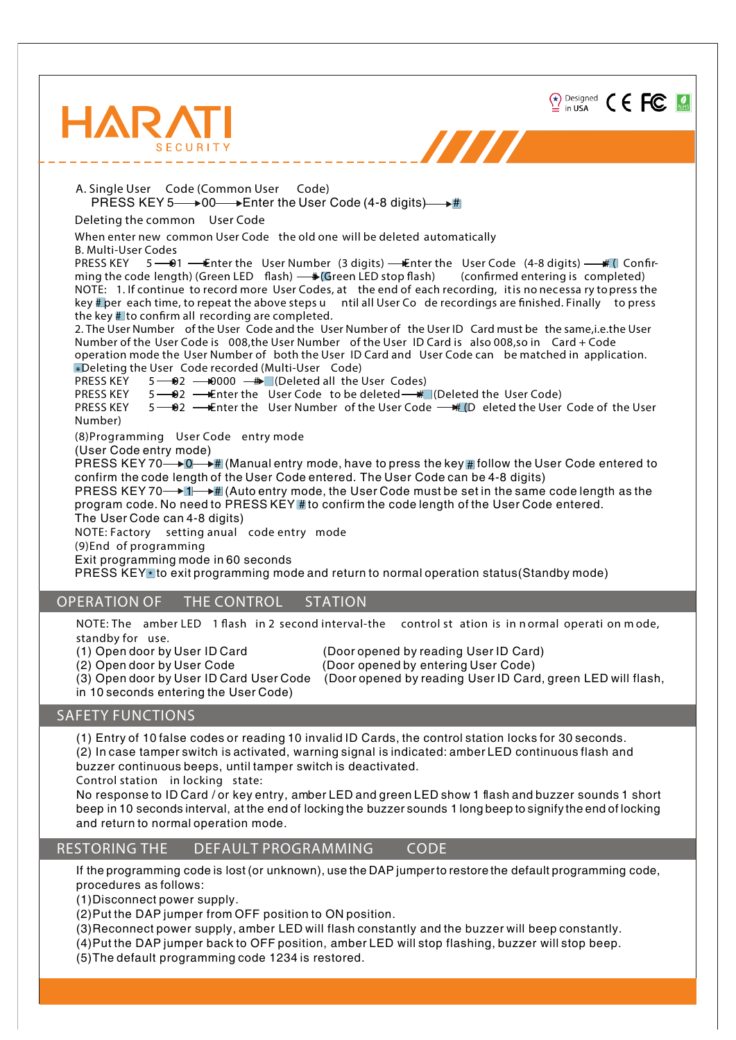A. Single User Code (Common User Code)

PRESS KEY 5⟶00⟶Enter the User Code (4-8 digits)⟶#

Deleting the common User Code

When enter new common User Code the old one will be deleted automatically

B. Multi-User Codes

PRESS KEY 5⟶01 ⟶Enter the User Number (3 digits) ⟶Enter the User Code (4-8 digits) ⟶#( Confirming the code length) (Green LED flash) ⟶#(Green LED stop flash) (confirmed entering is completed)

NOTE: 1. If continue to record more User Codes, at the end of each recording, it is no necessary to press the key # per each time, to repeat the above steps until all User Code recordings are finished. Finally to press the key # to confirm all recording are completed.

2. The User Number of the User Code and the User Number of the User ID Card must be the same,i.e.the User Number of the User Code is 008,the User Number of the User ID Card is also 008,so in Card + Code operation mode the User Number of both the User ID Card and User Code can be matched in application.

*Deleting the User Code recorded (Multi-User Code)

PRESS KEY 5⟶02 ⟶0000 ⟶# (Deleted all the User Codes)

PRESS KEY 5⟶02 ⟶Enter the User Code to be deleted⟶# (Deleted the User Code)

PRESS KEY 5⟶02 ⟶Enter the User Number of the User Code ⟶#(Deleted the User Code of the User Number)

(8)Programming User Code entry mode

(User Code entry mode)

PRESS KEY 70⟶0⟶#(Manual entry mode, have to press the key # follow the User Code entered to confirm the code length of the User Code entered. The User Code can be 4-8 digits)

PRESS KEY 70⟶1⟶#(Auto entry mode, the User Code must be set in the same code length as the program code. No need to PRESS KEY # to confirm the code length of the User Code entered. The User Code can 4-8 digits)

NOTE: Factory setting anual code entry mode

(9)End of programming

Exit programming mode in 60 seconds

PRESS KEY * to exit programming mode and return to normal operation status(Standby mode)

## OPERATION OF THE CONTROL STATION

NOTE: The amber LED 1 flash in 2 second interval-the control station is in normal operation mode, standby for use.

(1) Open door by User ID Card (Door opened by reading User ID Card)

(2) Open door by User Code (Door opened by entering User Code)

(3) Open door by User ID Card User Code (Door opened by reading User ID Card, green LED will flash, in 10 seconds entering the User Code)

## SAFETY FUNCTIONS

(1) Entry of 10 false codes or reading 10 invalid ID Cards, the control station locks for 30 seconds.

(2) In case tamper switch is activated, warning signal is indicated: amber LED continuous flash and buzzer continuous beeps, until tamper switch is deactivated.

Control station in locking state:

No response to ID Card / or key entry, amber LED and green LED show 1 flash and buzzer sounds 1 short beep in 10 seconds interval, at the end of locking the buzzer sounds 1 long beep to signify the end of locking and return to normal operation mode.

## RESTORING THE DEFAULT PROGRAMMING CODE

If the programming code is lost (or unknown), use the DAP jumper to restore the default programming code, procedures as follows:

(1)Disconnect power supply.

(2)Put the DAP jumper from OFF position to ON position.

(3)Reconnect power supply, amber LED will flash constantly and the buzzer will beep constantly.

(4)Put the DAP jumper back to OFF position, amber LED will stop flashing, buzzer will stop beep.

(5)The default programming code 1234 is restored.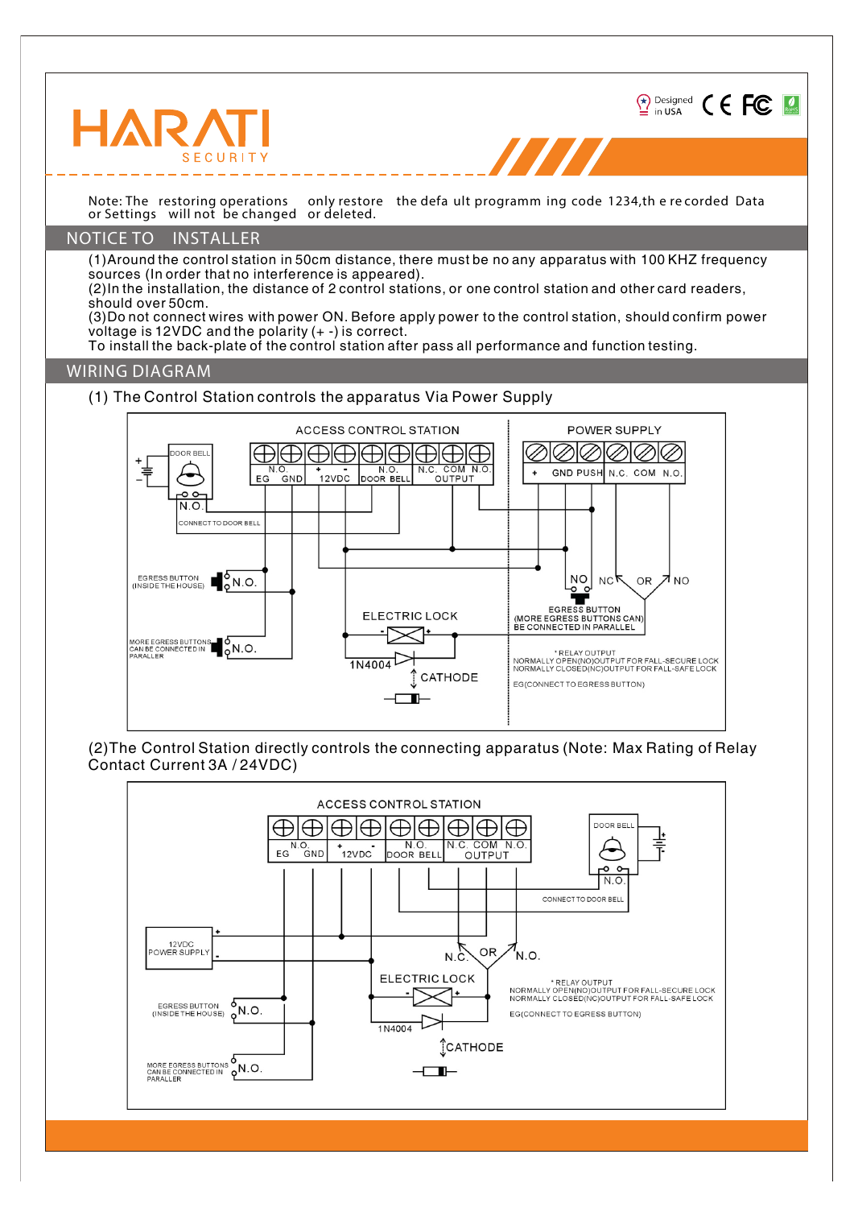# HARATI

SECURITY

Designed in USA

Note: The restoring operations only restore the default programming code 1234, the recorded Data or Settings will not be changed or deleted.

## NOTICE TO INSTALLER

(1) Around the control station in 50cm distance, there must be no any apparatus with 100 KHZ frequency sources (In order that no interference is appeared).
(2) In the installation, the distance of 2 control stations, or one control station and other card readers, should over 50cm.
(3) Do not connect wires with power ON. Before apply power to the control station, should confirm power voltage is 12VDC and the polarity (+ -) is correct.
To install the back-plate of the control station after pass all performance and function testing.

## WIRING DIAGRAM

(1) The Control Station controls the apparatus Via Power Supply

ACCESS CONTROL STATION
N.O. EG GND
+ - 12VDC
N.O. DOOR BELL
N.C. COM N.O. OUTPUT
POWER SUPPLY
+ GND PUSH N.C. COM N.O.
DOOR BELL
N.O.
CONNECT TO DOOR BELL
EGRESS BUTTON (INSIDE THE HOUSE) N.O.
MORE EGRESS BUTTONS CAN BE CONNECTED IN PARALLER N.O.
ELECTRIC LOCK
1N4004
CATHODE
NO NC OR NO
EGRESS BUTTON (MORE EGRESS BUTTONS CAN) BE CONNECTED IN PARALLEL
* RELAY OUTPUT
NORMALLY OPEN(NO)OUTPUT FOR FALL-SECURE LOCK
NORMALLY CLOSED(NC)OUTPUT FOR FALL-SAFE LOCK
EG(CONNECT TO EGRESS BUTTON)

(2) The Control Station directly controls the connecting apparatus (Note: Max Rating of Relay Contact Current 3A / 24VDC)

ACCESS CONTROL STATION
N.O. EG GND
+ - 12VDC
N.O. DOOR BELL
N.C. COM N.O. OUTPUT
DOOR BELL
N.O.
CONNECT TO DOOR BELL
12VDC POWER SUPPLY
EGRESS BUTTON (INSIDE THE HOUSE) N.O.
MORE EGRESS BUTTONS CAN BE CONNECTED IN PARALLER N.O.
N.C. OR N.O.
ELECTRIC LOCK
1N4004
CATHODE
* RELAY OUTPUT
NORMALLY OPEN(NO)OUTPUT FOR FALL-SECURE LOCK
NORMALLY CLOSED(NC)OUTPUT FOR FALL-SAFE LOCK
EG(CONNECT TO EGRESS BUTTON)